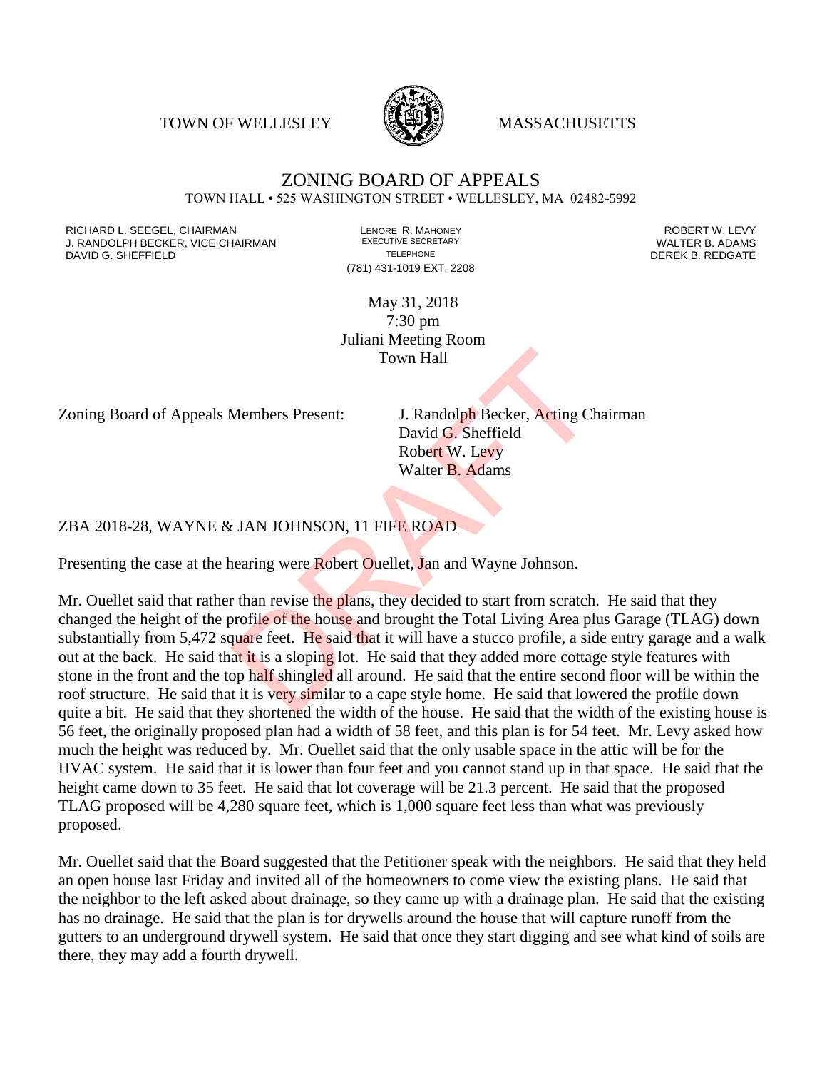TOWN OF WELLESLEY MASSACHUSETTS

# ZONING BOARD OF APPEALS

TOWN HALL • 525 WASHINGTON STREET • WELLESLEY, MA 02482-5992

RICHARD L. SEEGEL, CHAIRMAN
J. RANDOLPH BECKER, VICE CHAIRMAN
DAVID G. SHEFFIELD

LENORE R. MAHONEY
EXECUTIVE SECRETARY
TELEPHONE
(781) 431-1019 EXT. 2208

ROBERT W. LEVY
WALTER B. ADAMS
DEREK B. REDGATE

May 31, 2018
7:30 pm
Juliani Meeting Room
Town Hall

Zoning Board of Appeals Members Present: J. Randolph Becker, Acting Chairman
David G. Sheffield
Robert W. Levy
Walter B. Adams

DRAFT

## ZBA 2018-28, WAYNE & JAN JOHNSON, 11 FIFE ROAD

Presenting the case at the hearing were Robert Ouellet, Jan and Wayne Johnson.

Mr. Ouellet said that rather than revise the plans, they decided to start from scratch. He said that they changed the height of the profile of the house and brought the Total Living Area plus Garage (TLAG) down substantially from 5,472 square feet. He said that it will have a stucco profile, a side entry garage and a walk out at the back. He said that it is a sloping lot. He said that they added more cottage style features with stone in the front and the top half shingled all around. He said that the entire second floor will be within the roof structure. He said that it is very similar to a cape style home. He said that lowered the profile down quite a bit. He said that they shortened the width of the house. He said that the width of the existing house is 56 feet, the originally proposed plan had a width of 58 feet, and this plan is for 54 feet. Mr. Levy asked how much the height was reduced by. Mr. Ouellet said that the only usable space in the attic will be for the HVAC system. He said that it is lower than four feet and you cannot stand up in that space. He said that the height came down to 35 feet. He said that lot coverage will be 21.3 percent. He said that the proposed TLAG proposed will be 4,280 square feet, which is 1,000 square feet less than what was previously proposed.

Mr. Ouellet said that the Board suggested that the Petitioner speak with the neighbors. He said that they held an open house last Friday and invited all of the homeowners to come view the existing plans. He said that the neighbor to the left asked about drainage, so they came up with a drainage plan. He said that the existing has no drainage. He said that the plan is for drywells around the house that will capture runoff from the gutters to an underground drywell system. He said that once they start digging and see what kind of soils are there, they may add a fourth drywell.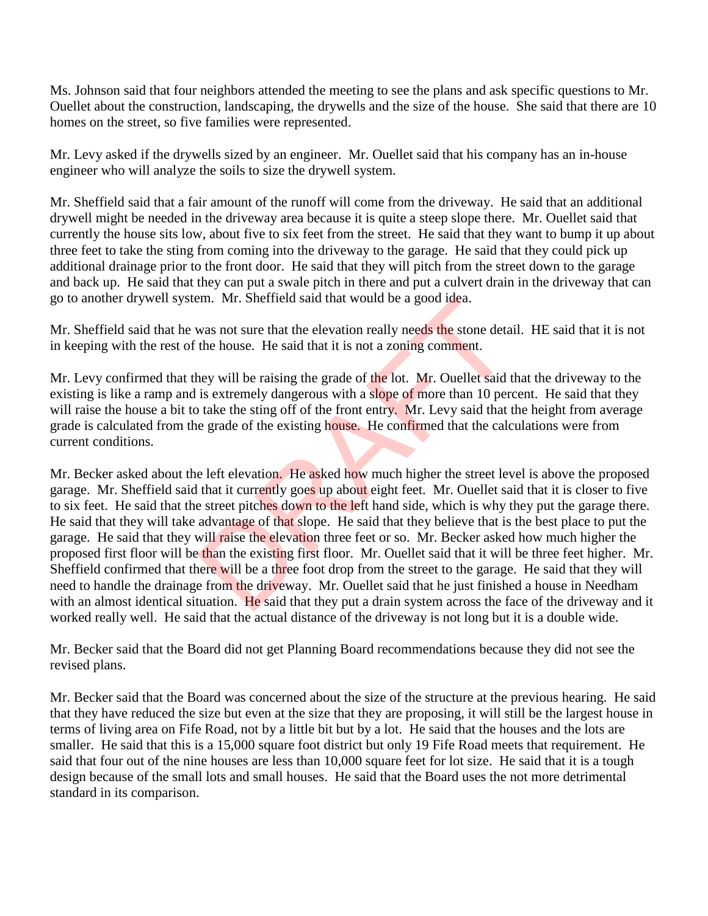Ms. Johnson said that four neighbors attended the meeting to see the plans and ask specific questions to Mr. Ouellet about the construction, landscaping, the drywells and the size of the house. She said that there are 10 homes on the street, so five families were represented.

Mr. Levy asked if the drywells sized by an engineer. Mr. Ouellet said that his company has an in-house engineer who will analyze the soils to size the drywell system.

Mr. Sheffield said that a fair amount of the runoff will come from the driveway. He said that an additional drywell might be needed in the driveway area because it is quite a steep slope there. Mr. Ouellet said that currently the house sits low, about five to six feet from the street. He said that they want to bump it up about three feet to take the sting from coming into the driveway to the garage. He said that they could pick up additional drainage prior to the front door. He said that they will pitch from the street down to the garage and back up. He said that they can put a swale pitch in there and put a culvert drain in the driveway that can go to another drywell system. Mr. Sheffield said that would be a good idea.

Mr. Sheffield said that he was not sure that the elevation really needs the stone detail. HE said that it is not in keeping with the rest of the house. He said that it is not a zoning comment.

Mr. Levy confirmed that they will be raising the grade of the lot. Mr. Ouellet said that the driveway to the existing is like a ramp and is extremely dangerous with a slope of more than 10 percent. He said that they will raise the house a bit to take the sting off of the front entry. Mr. Levy said that the height from average grade is calculated from the grade of the existing house. He confirmed that the calculations were from current conditions.

Mr. Becker asked about the left elevation. He asked how much higher the street level is above the proposed garage. Mr. Sheffield said that it currently goes up about eight feet. Mr. Ouellet said that it is closer to five to six feet. He said that the street pitches down to the left hand side, which is why they put the garage there. He said that they will take advantage of that slope. He said that they believe that is the best place to put the garage. He said that they will raise the elevation three feet or so. Mr. Becker asked how much higher the proposed first floor will be than the existing first floor. Mr. Ouellet said that it will be three feet higher. Mr. Sheffield confirmed that there will be a three foot drop from the street to the garage. He said that they will need to handle the drainage from the driveway. Mr. Ouellet said that he just finished a house in Needham with an almost identical situation. He said that they put a drain system across the face of the driveway and it worked really well. He said that the actual distance of the driveway is not long but it is a double wide.

Mr. Becker said that the Board did not get Planning Board recommendations because they did not see the revised plans.

Mr. Becker said that the Board was concerned about the size of the structure at the previous hearing. He said that they have reduced the size but even at the size that they are proposing, it will still be the largest house in terms of living area on Fife Road, not by a little bit but by a lot. He said that the houses and the lots are smaller. He said that this is a 15,000 square foot district but only 19 Fife Road meets that requirement. He said that four out of the nine houses are less than 10,000 square feet for lot size. He said that it is a tough design because of the small lots and small houses. He said that the Board uses the not more detrimental standard in its comparison.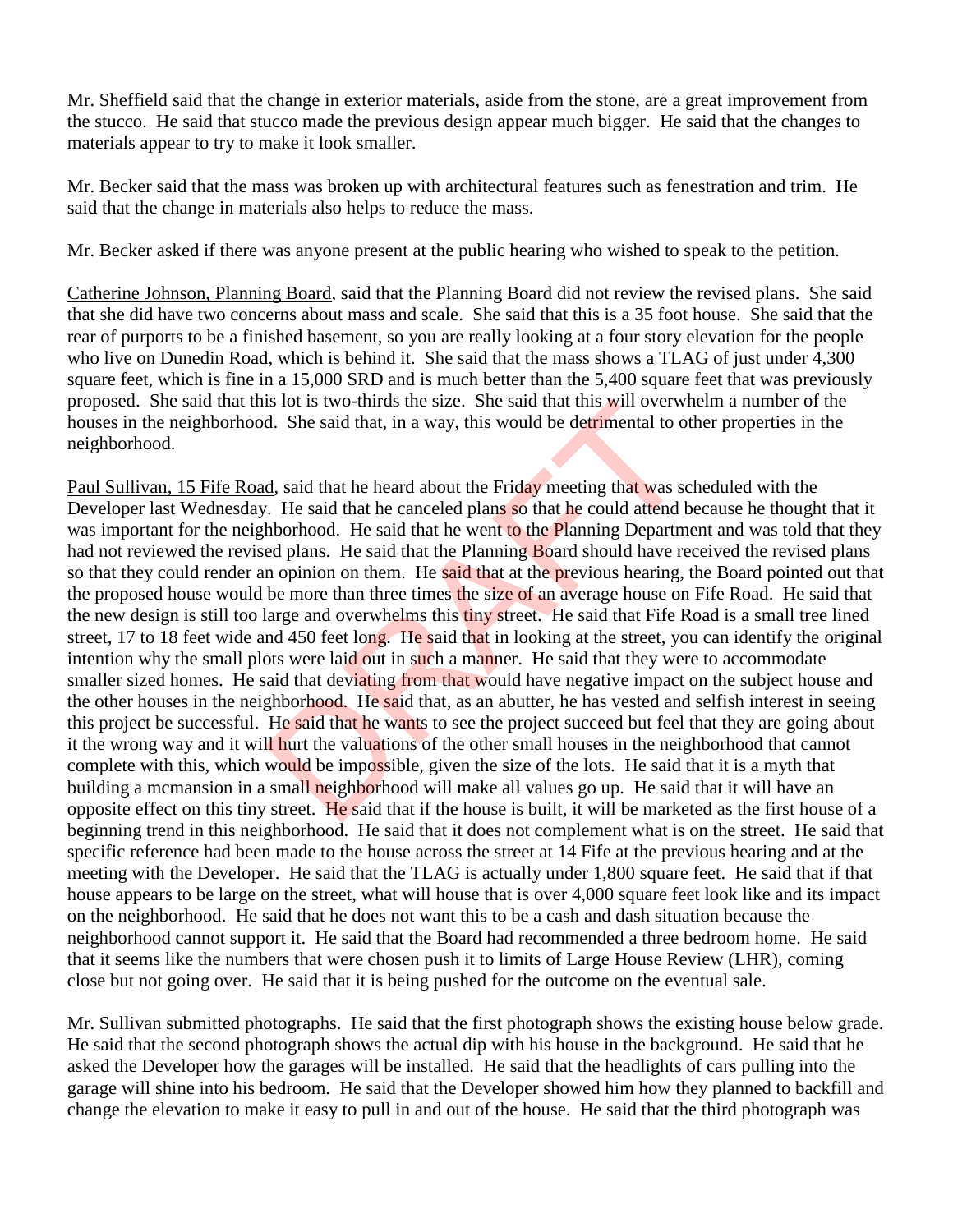Mr. Sheffield said that the change in exterior materials, aside from the stone, are a great improvement from the stucco. He said that stucco made the previous design appear much bigger. He said that the changes to materials appear to try to make it look smaller.

Mr. Becker said that the mass was broken up with architectural features such as fenestration and trim. He said that the change in materials also helps to reduce the mass.

Mr. Becker asked if there was anyone present at the public hearing who wished to speak to the petition.

Catherine Johnson, Planning Board, said that the Planning Board did not review the revised plans. She said that she did have two concerns about mass and scale. She said that this is a 35 foot house. She said that the rear of purports to be a finished basement, so you are really looking at a four story elevation for the people who live on Dunedin Road, which is behind it. She said that the mass shows a TLAG of just under 4,300 square feet, which is fine in a 15,000 SRD and is much better than the 5,400 square feet that was previously proposed. She said that this lot is two-thirds the size. She said that this will overwhelm a number of the houses in the neighborhood. She said that, in a way, this would be detrimental to other properties in the neighborhood.

Paul Sullivan, 15 Fife Road, said that he heard about the Friday meeting that was scheduled with the Developer last Wednesday. He said that he canceled plans so that he could attend because he thought that it was important for the neighborhood. He said that he went to the Planning Department and was told that they had not reviewed the revised plans. He said that the Planning Board should have received the revised plans so that they could render an opinion on them. He said that at the previous hearing, the Board pointed out that the proposed house would be more than three times the size of an average house on Fife Road. He said that the new design is still too large and overwhelms this tiny street. He said that Fife Road is a small tree lined street, 17 to 18 feet wide and 450 feet long. He said that in looking at the street, you can identify the original intention why the small plots were laid out in such a manner. He said that they were to accommodate smaller sized homes. He said that deviating from that would have negative impact on the subject house and the other houses in the neighborhood. He said that, as an abutter, he has vested and selfish interest in seeing this project be successful. He said that he wants to see the project succeed but feel that they are going about it the wrong way and it will hurt the valuations of the other small houses in the neighborhood that cannot complete with this, which would be impossible, given the size of the lots. He said that it is a myth that building a mcmansion in a small neighborhood will make all values go up. He said that it will have an opposite effect on this tiny street. He said that if the house is built, it will be marketed as the first house of a beginning trend in this neighborhood. He said that it does not complement what is on the street. He said that specific reference had been made to the house across the street at 14 Fife at the previous hearing and at the meeting with the Developer. He said that the TLAG is actually under 1,800 square feet. He said that if that house appears to be large on the street, what will house that is over 4,000 square feet look like and its impact on the neighborhood. He said that he does not want this to be a cash and dash situation because the neighborhood cannot support it. He said that the Board had recommended a three bedroom home. He said that it seems like the numbers that were chosen push it to limits of Large House Review (LHR), coming close but not going over. He said that it is being pushed for the outcome on the eventual sale.

Mr. Sullivan submitted photographs. He said that the first photograph shows the existing house below grade. He said that the second photograph shows the actual dip with his house in the background. He said that he asked the Developer how the garages will be installed. He said that the headlights of cars pulling into the garage will shine into his bedroom. He said that the Developer showed him how they planned to backfill and change the elevation to make it easy to pull in and out of the house. He said that the third photograph was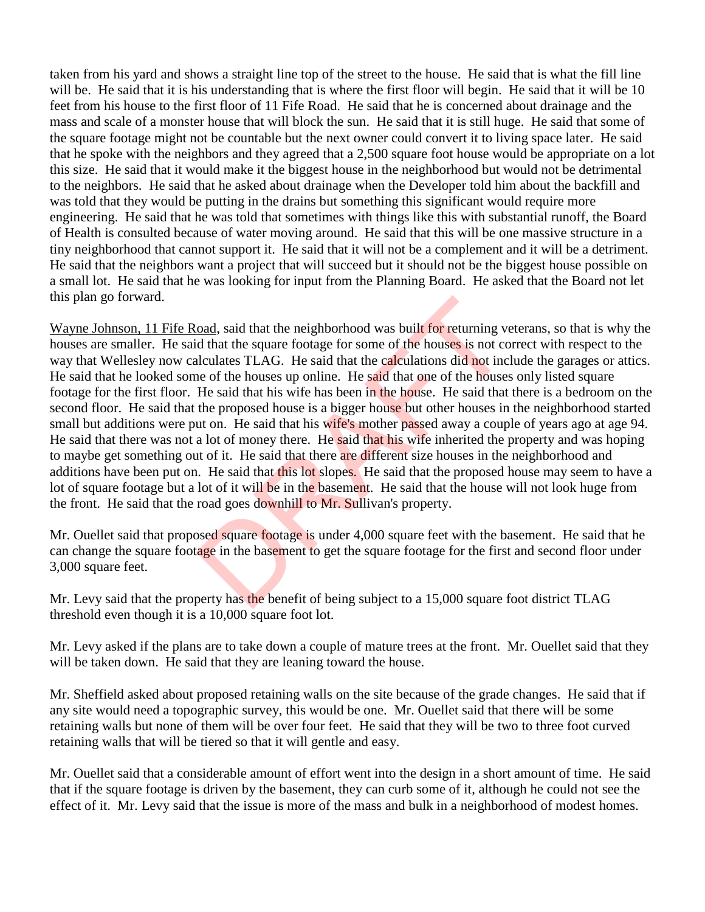taken from his yard and shows a straight line top of the street to the house. He said that is what the fill line will be. He said that it is his understanding that is where the first floor will begin. He said that it will be 10 feet from his house to the first floor of 11 Fife Road. He said that he is concerned about drainage and the mass and scale of a monster house that will block the sun. He said that it is still huge. He said that some of the square footage might not be countable but the next owner could convert it to living space later. He said that he spoke with the neighbors and they agreed that a 2,500 square foot house would be appropriate on a lot this size. He said that it would make it the biggest house in the neighborhood but would not be detrimental to the neighbors. He said that he asked about drainage when the Developer told him about the backfill and was told that they would be putting in the drains but something this significant would require more engineering. He said that he was told that sometimes with things like this with substantial runoff, the Board of Health is consulted because of water moving around. He said that this will be one massive structure in a tiny neighborhood that cannot support it. He said that it will not be a complement and it will be a detriment. He said that the neighbors want a project that will succeed but it should not be the biggest house possible on a small lot. He said that he was looking for input from the Planning Board. He asked that the Board not let this plan go forward.

Wayne Johnson, 11 Fife Road, said that the neighborhood was built for returning veterans, so that is why the houses are smaller. He said that the square footage for some of the houses is not correct with respect to the way that Wellesley now calculates TLAG. He said that the calculations did not include the garages or attics. He said that he looked some of the houses up online. He said that one of the houses only listed square footage for the first floor. He said that his wife has been in the house. He said that there is a bedroom on the second floor. He said that the proposed house is a bigger house but other houses in the neighborhood started small but additions were put on. He said that his wife's mother passed away a couple of years ago at age 94. He said that there was not a lot of money there. He said that his wife inherited the property and was hoping to maybe get something out of it. He said that there are different size houses in the neighborhood and additions have been put on. He said that this lot slopes. He said that the proposed house may seem to have a lot of square footage but a lot of it will be in the basement. He said that the house will not look huge from the front. He said that the road goes downhill to Mr. Sullivan's property.

Mr. Ouellet said that proposed square footage is under 4,000 square feet with the basement. He said that he can change the square footage in the basement to get the square footage for the first and second floor under 3,000 square feet.

Mr. Levy said that the property has the benefit of being subject to a 15,000 square foot district TLAG threshold even though it is a 10,000 square foot lot.

Mr. Levy asked if the plans are to take down a couple of mature trees at the front. Mr. Ouellet said that they will be taken down. He said that they are leaning toward the house.

Mr. Sheffield asked about proposed retaining walls on the site because of the grade changes. He said that if any site would need a topographic survey, this would be one. Mr. Ouellet said that there will be some retaining walls but none of them will be over four feet. He said that they will be two to three foot curved retaining walls that will be tiered so that it will gentle and easy.

Mr. Ouellet said that a considerable amount of effort went into the design in a short amount of time. He said that if the square footage is driven by the basement, they can curb some of it, although he could not see the effect of it. Mr. Levy said that the issue is more of the mass and bulk in a neighborhood of modest homes.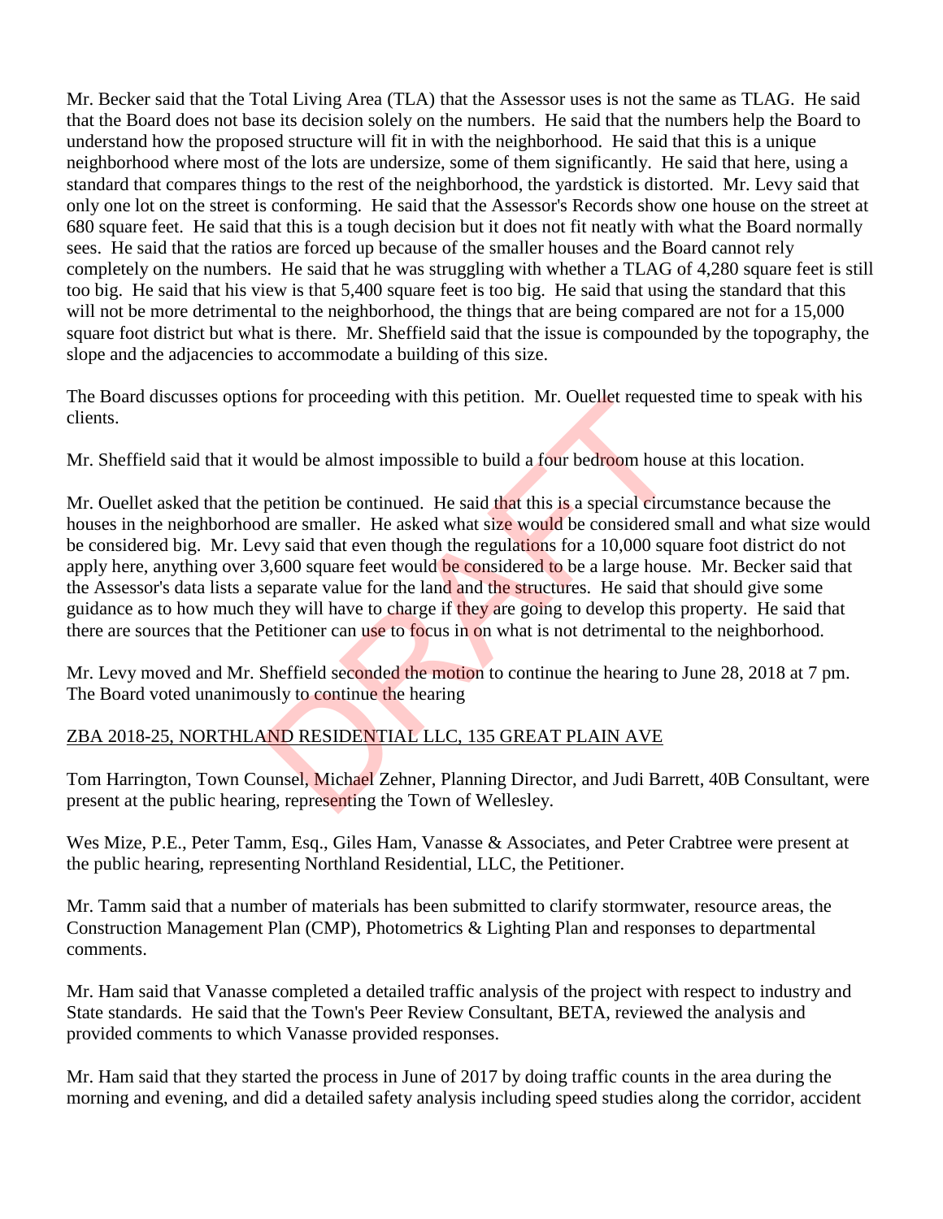Mr. Becker said that the Total Living Area (TLA) that the Assessor uses is not the same as TLAG. He said that the Board does not base its decision solely on the numbers. He said that the numbers help the Board to understand how the proposed structure will fit in with the neighborhood. He said that this is a unique neighborhood where most of the lots are undersize, some of them significantly. He said that here, using a standard that compares things to the rest of the neighborhood, the yardstick is distorted. Mr. Levy said that only one lot on the street is conforming. He said that the Assessor's Records show one house on the street at 680 square feet. He said that this is a tough decision but it does not fit neatly with what the Board normally sees. He said that the ratios are forced up because of the smaller houses and the Board cannot rely completely on the numbers. He said that he was struggling with whether a TLAG of 4,280 square feet is still too big. He said that his view is that 5,400 square feet is too big. He said that using the standard that this will not be more detrimental to the neighborhood, the things that are being compared are not for a 15,000 square foot district but what is there. Mr. Sheffield said that the issue is compounded by the topography, the slope and the adjacencies to accommodate a building of this size.

The Board discusses options for proceeding with this petition. Mr. Ouellet requested time to speak with his clients.

Mr. Sheffield said that it would be almost impossible to build a four bedroom house at this location.

Mr. Ouellet asked that the petition be continued. He said that this is a special circumstance because the houses in the neighborhood are smaller. He asked what size would be considered small and what size would be considered big. Mr. Levy said that even though the regulations for a 10,000 square foot district do not apply here, anything over 3,600 square feet would be considered to be a large house. Mr. Becker said that the Assessor's data lists a separate value for the land and the structures. He said that should give some guidance as to how much they will have to charge if they are going to develop this property. He said that there are sources that the Petitioner can use to focus in on what is not detrimental to the neighborhood.

Mr. Levy moved and Mr. Sheffield seconded the motion to continue the hearing to June 28, 2018 at 7 pm. The Board voted unanimously to continue the hearing

ZBA 2018-25, NORTHLAND RESIDENTIAL LLC, 135 GREAT PLAIN AVE

Tom Harrington, Town Counsel, Michael Zehner, Planning Director, and Judi Barrett, 40B Consultant, were present at the public hearing, representing the Town of Wellesley.

Wes Mize, P.E., Peter Tamm, Esq., Giles Ham, Vanasse & Associates, and Peter Crabtree were present at the public hearing, representing Northland Residential, LLC, the Petitioner.

Mr. Tamm said that a number of materials has been submitted to clarify stormwater, resource areas, the Construction Management Plan (CMP), Photometrics & Lighting Plan and responses to departmental comments.

Mr. Ham said that Vanasse completed a detailed traffic analysis of the project with respect to industry and State standards. He said that the Town's Peer Review Consultant, BETA, reviewed the analysis and provided comments to which Vanasse provided responses.

Mr. Ham said that they started the process in June of 2017 by doing traffic counts in the area during the morning and evening, and did a detailed safety analysis including speed studies along the corridor, accident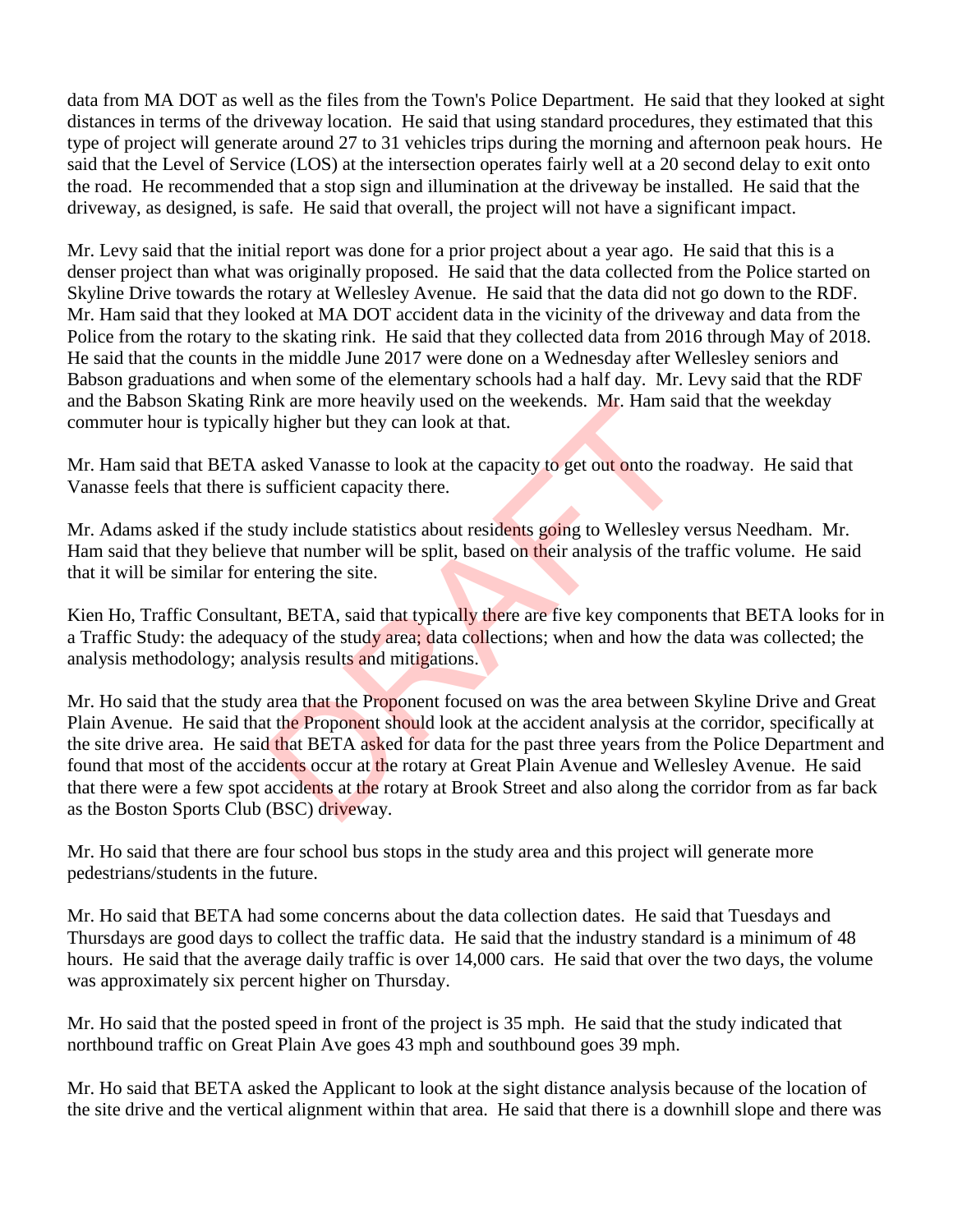data from MA DOT as well as the files from the Town's Police Department. He said that they looked at sight distances in terms of the driveway location. He said that using standard procedures, they estimated that this type of project will generate around 27 to 31 vehicles trips during the morning and afternoon peak hours. He said that the Level of Service (LOS) at the intersection operates fairly well at a 20 second delay to exit onto the road. He recommended that a stop sign and illumination at the driveway be installed. He said that the driveway, as designed, is safe. He said that overall, the project will not have a significant impact.

Mr. Levy said that the initial report was done for a prior project about a year ago. He said that this is a denser project than what was originally proposed. He said that the data collected from the Police started on Skyline Drive towards the rotary at Wellesley Avenue. He said that the data did not go down to the RDF. Mr. Ham said that they looked at MA DOT accident data in the vicinity of the driveway and data from the Police from the rotary to the skating rink. He said that they collected data from 2016 through May of 2018. He said that the counts in the middle June 2017 were done on a Wednesday after Wellesley seniors and Babson graduations and when some of the elementary schools had a half day. Mr. Levy said that the RDF and the Babson Skating Rink are more heavily used on the weekends. Mr. Ham said that the weekday commuter hour is typically higher but they can look at that.

Mr. Ham said that BETA asked Vanasse to look at the capacity to get out onto the roadway. He said that Vanasse feels that there is sufficient capacity there.

Mr. Adams asked if the study include statistics about residents going to Wellesley versus Needham. Mr. Ham said that they believe that number will be split, based on their analysis of the traffic volume. He said that it will be similar for entering the site.

Kien Ho, Traffic Consultant, BETA, said that typically there are five key components that BETA looks for in a Traffic Study: the adequacy of the study area; data collections; when and how the data was collected; the analysis methodology; analysis results and mitigations.

Mr. Ho said that the study area that the Proponent focused on was the area between Skyline Drive and Great Plain Avenue. He said that the Proponent should look at the accident analysis at the corridor, specifically at the site drive area. He said that BETA asked for data for the past three years from the Police Department and found that most of the accidents occur at the rotary at Great Plain Avenue and Wellesley Avenue. He said that there were a few spot accidents at the rotary at Brook Street and also along the corridor from as far back as the Boston Sports Club (BSC) driveway.

Mr. Ho said that there are four school bus stops in the study area and this project will generate more pedestrians/students in the future.

Mr. Ho said that BETA had some concerns about the data collection dates. He said that Tuesdays and Thursdays are good days to collect the traffic data. He said that the industry standard is a minimum of 48 hours. He said that the average daily traffic is over 14,000 cars. He said that over the two days, the volume was approximately six percent higher on Thursday.

Mr. Ho said that the posted speed in front of the project is 35 mph. He said that the study indicated that northbound traffic on Great Plain Ave goes 43 mph and southbound goes 39 mph.

Mr. Ho said that BETA asked the Applicant to look at the sight distance analysis because of the location of the site drive and the vertical alignment within that area. He said that there is a downhill slope and there was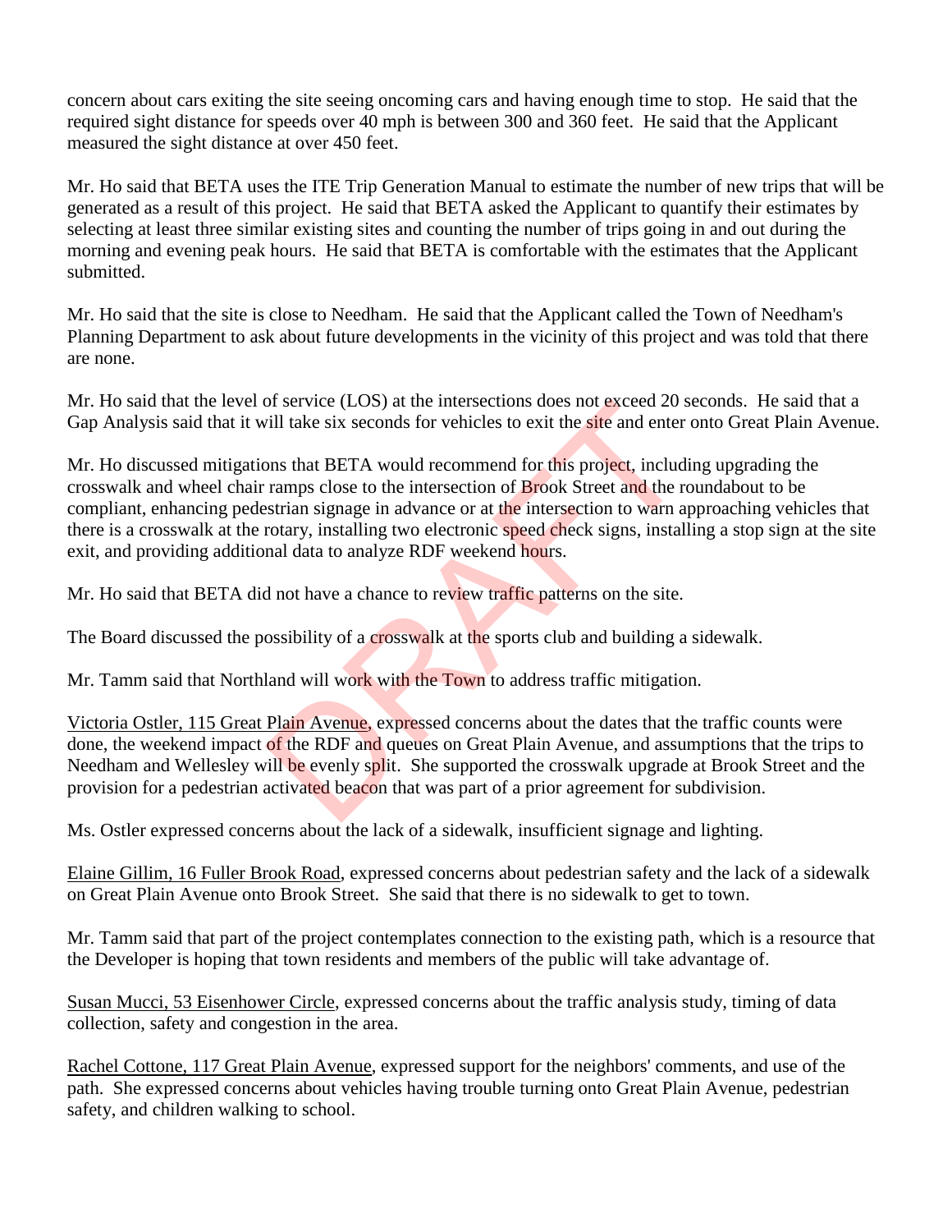concern about cars exiting the site seeing oncoming cars and having enough time to stop. He said that the required sight distance for speeds over 40 mph is between 300 and 360 feet. He said that the Applicant measured the sight distance at over 450 feet.

Mr. Ho said that BETA uses the ITE Trip Generation Manual to estimate the number of new trips that will be generated as a result of this project. He said that BETA asked the Applicant to quantify their estimates by selecting at least three similar existing sites and counting the number of trips going in and out during the morning and evening peak hours. He said that BETA is comfortable with the estimates that the Applicant submitted.

Mr. Ho said that the site is close to Needham. He said that the Applicant called the Town of Needham's Planning Department to ask about future developments in the vicinity of this project and was told that there are none.

Mr. Ho said that the level of service (LOS) at the intersections does not exceed 20 seconds. He said that a Gap Analysis said that it will take six seconds for vehicles to exit the site and enter onto Great Plain Avenue.

Mr. Ho discussed mitigations that BETA would recommend for this project, including upgrading the crosswalk and wheel chair ramps close to the intersection of Brook Street and the roundabout to be compliant, enhancing pedestrian signage in advance or at the intersection to warn approaching vehicles that there is a crosswalk at the rotary, installing two electronic speed check signs, installing a stop sign at the site exit, and providing additional data to analyze RDF weekend hours.

Mr. Ho said that BETA did not have a chance to review traffic patterns on the site.

The Board discussed the possibility of a crosswalk at the sports club and building a sidewalk.

Mr. Tamm said that Northland will work with the Town to address traffic mitigation.

Victoria Ostler, 115 Great Plain Avenue, expressed concerns about the dates that the traffic counts were done, the weekend impact of the RDF and queues on Great Plain Avenue, and assumptions that the trips to Needham and Wellesley will be evenly split. She supported the crosswalk upgrade at Brook Street and the provision for a pedestrian activated beacon that was part of a prior agreement for subdivision.

Ms. Ostler expressed concerns about the lack of a sidewalk, insufficient signage and lighting.

Elaine Gillim, 16 Fuller Brook Road, expressed concerns about pedestrian safety and the lack of a sidewalk on Great Plain Avenue onto Brook Street. She said that there is no sidewalk to get to town.

Mr. Tamm said that part of the project contemplates connection to the existing path, which is a resource that the Developer is hoping that town residents and members of the public will take advantage of.

Susan Mucci, 53 Eisenhower Circle, expressed concerns about the traffic analysis study, timing of data collection, safety and congestion in the area.

Rachel Cottone, 117 Great Plain Avenue, expressed support for the neighbors' comments, and use of the path. She expressed concerns about vehicles having trouble turning onto Great Plain Avenue, pedestrian safety, and children walking to school.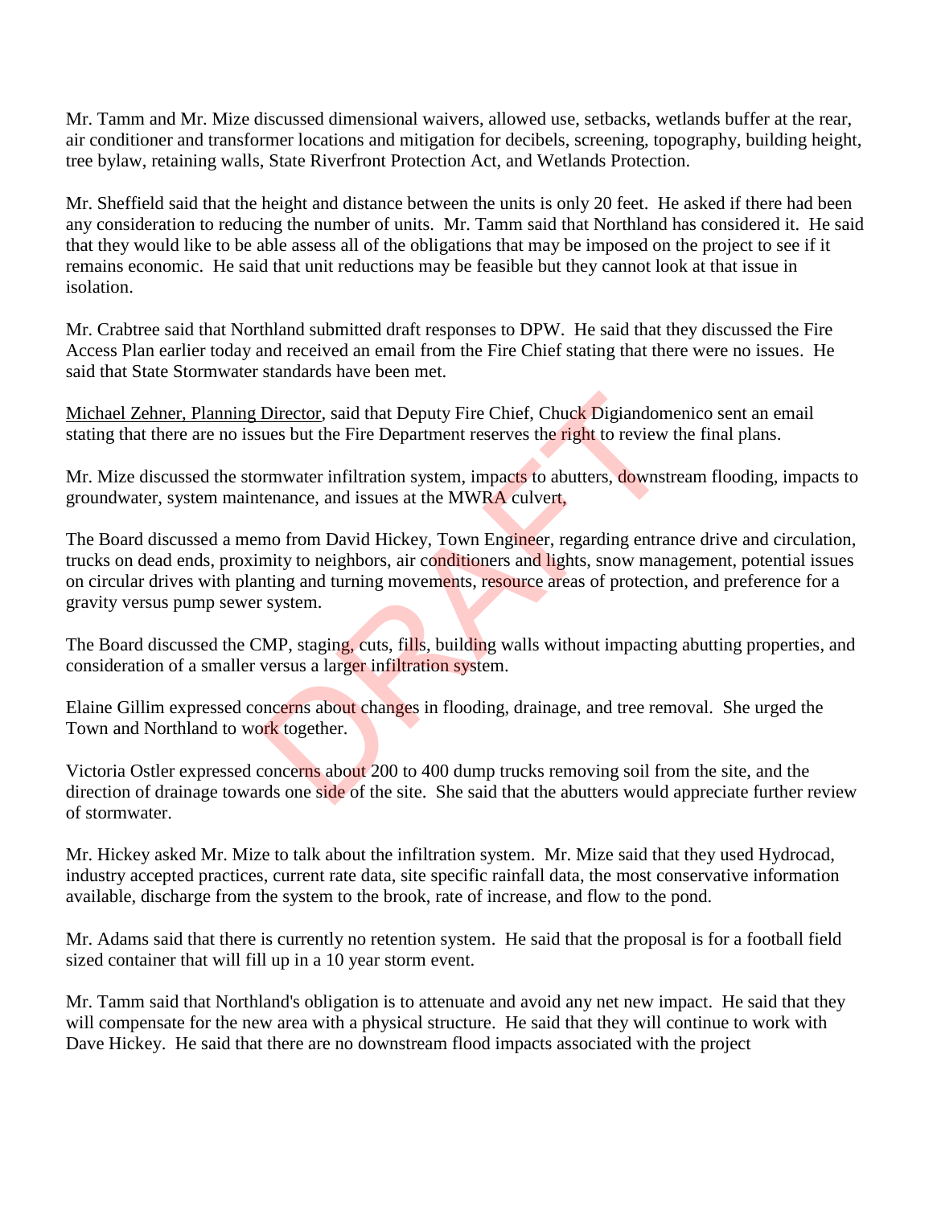Mr. Tamm and Mr. Mize discussed dimensional waivers, allowed use, setbacks, wetlands buffer at the rear, air conditioner and transformer locations and mitigation for decibels, screening, topography, building height, tree bylaw, retaining walls, State Riverfront Protection Act, and Wetlands Protection.

Mr. Sheffield said that the height and distance between the units is only 20 feet. He asked if there had been any consideration to reducing the number of units. Mr. Tamm said that Northland has considered it. He said that they would like to be able assess all of the obligations that may be imposed on the project to see if it remains economic. He said that unit reductions may be feasible but they cannot look at that issue in isolation.

Mr. Crabtree said that Northland submitted draft responses to DPW. He said that they discussed the Fire Access Plan earlier today and received an email from the Fire Chief stating that there were no issues. He said that State Stormwater standards have been met.

Michael Zehner, Planning Director, said that Deputy Fire Chief, Chuck Digiandomenico sent an email stating that there are no issues but the Fire Department reserves the right to review the final plans.

Mr. Mize discussed the stormwater infiltration system, impacts to abutters, downstream flooding, impacts to groundwater, system maintenance, and issues at the MWRA culvert,

The Board discussed a memo from David Hickey, Town Engineer, regarding entrance drive and circulation, trucks on dead ends, proximity to neighbors, air conditioners and lights, snow management, potential issues on circular drives with planting and turning movements, resource areas of protection, and preference for a gravity versus pump sewer system.

The Board discussed the CMP, staging, cuts, fills, building walls without impacting abutting properties, and consideration of a smaller versus a larger infiltration system.

Elaine Gillim expressed concerns about changes in flooding, drainage, and tree removal. She urged the Town and Northland to work together.

Victoria Ostler expressed concerns about 200 to 400 dump trucks removing soil from the site, and the direction of drainage towards one side of the site. She said that the abutters would appreciate further review of stormwater.

Mr. Hickey asked Mr. Mize to talk about the infiltration system. Mr. Mize said that they used Hydrocad, industry accepted practices, current rate data, site specific rainfall data, the most conservative information available, discharge from the system to the brook, rate of increase, and flow to the pond.

Mr. Adams said that there is currently no retention system. He said that the proposal is for a football field sized container that will fill up in a 10 year storm event.

Mr. Tamm said that Northland's obligation is to attenuate and avoid any net new impact. He said that they will compensate for the new area with a physical structure. He said that they will continue to work with Dave Hickey. He said that there are no downstream flood impacts associated with the project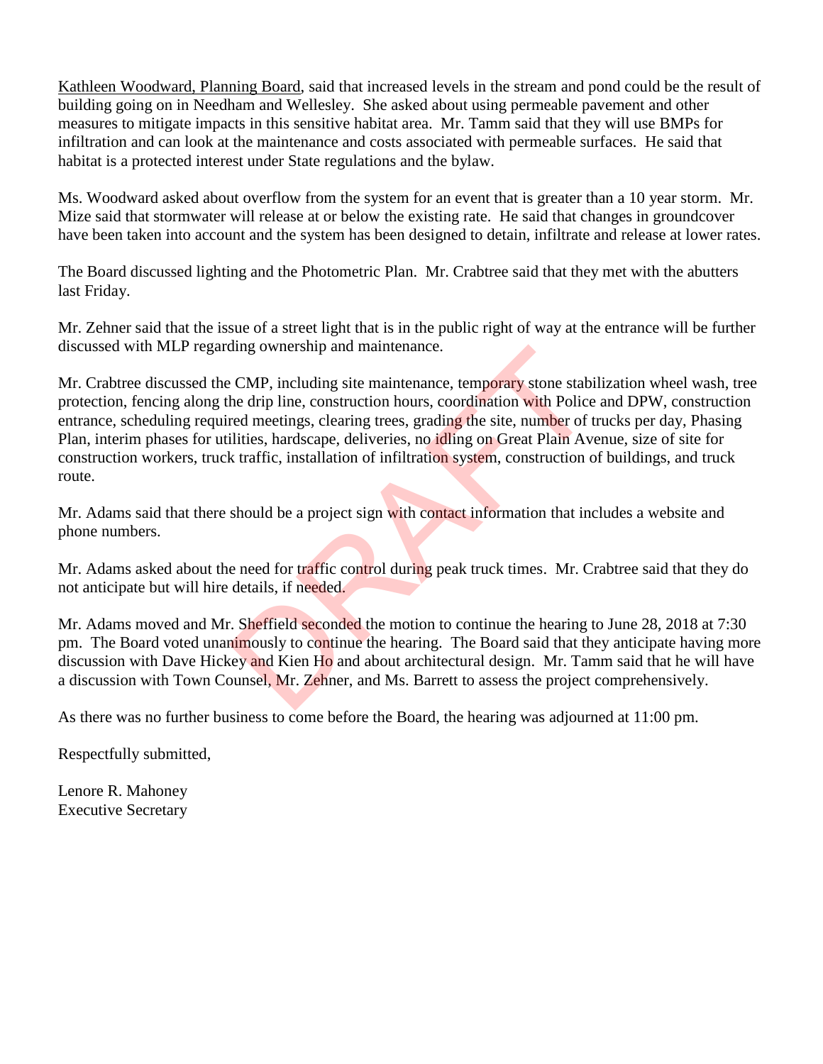Kathleen Woodward, Planning Board, said that increased levels in the stream and pond could be the result of building going on in Needham and Wellesley. She asked about using permeable pavement and other measures to mitigate impacts in this sensitive habitat area. Mr. Tamm said that they will use BMPs for infiltration and can look at the maintenance and costs associated with permeable surfaces. He said that habitat is a protected interest under State regulations and the bylaw.

Ms. Woodward asked about overflow from the system for an event that is greater than a 10 year storm. Mr. Mize said that stormwater will release at or below the existing rate. He said that changes in groundcover have been taken into account and the system has been designed to detain, infiltrate and release at lower rates.

The Board discussed lighting and the Photometric Plan. Mr. Crabtree said that they met with the abutters last Friday.

Mr. Zehner said that the issue of a street light that is in the public right of way at the entrance will be further discussed with MLP regarding ownership and maintenance.

Mr. Crabtree discussed the CMP, including site maintenance, temporary stone stabilization wheel wash, tree protection, fencing along the drip line, construction hours, coordination with Police and DPW, construction entrance, scheduling required meetings, clearing trees, grading the site, number of trucks per day, Phasing Plan, interim phases for utilities, hardscape, deliveries, no idling on Great Plain Avenue, size of site for construction workers, truck traffic, installation of infiltration system, construction of buildings, and truck route.

Mr. Adams said that there should be a project sign with contact information that includes a website and phone numbers.

Mr. Adams asked about the need for traffic control during peak truck times. Mr. Crabtree said that they do not anticipate but will hire details, if needed.

Mr. Adams moved and Mr. Sheffield seconded the motion to continue the hearing to June 28, 2018 at 7:30 pm. The Board voted unanimously to continue the hearing. The Board said that they anticipate having more discussion with Dave Hickey and Kien Ho and about architectural design. Mr. Tamm said that he will have a discussion with Town Counsel, Mr. Zehner, and Ms. Barrett to assess the project comprehensively.

As there was no further business to come before the Board, the hearing was adjourned at 11:00 pm.

Respectfully submitted,

Lenore R. Mahoney
Executive Secretary